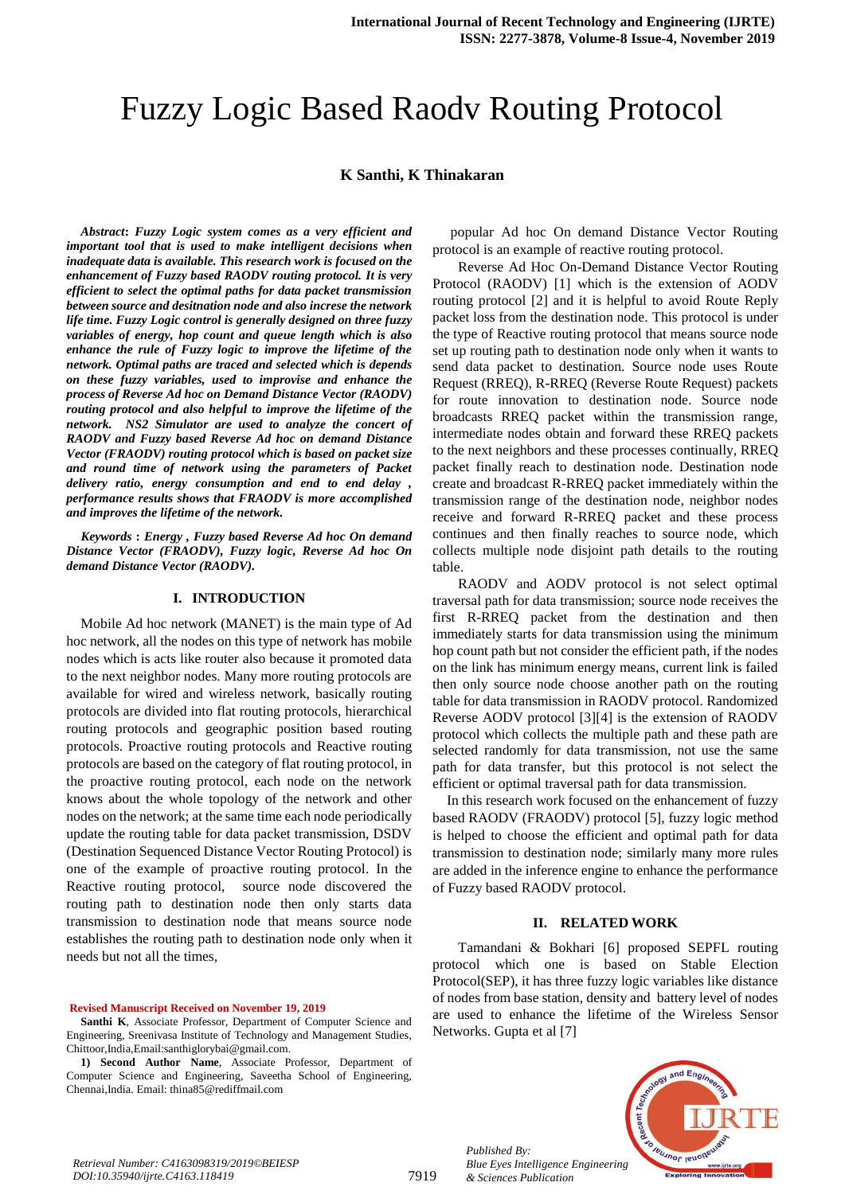# Fuzzy Logic Based Raodv Routing Protocol

**K Santhi, K Thinakaran**

***Abstract*: Fuzzy Logic system comes as a very efficient and important tool that is used to make intelligent decisions when inadequate data is available. This research work is focused on the enhancement of Fuzzy based RAODV routing protocol. It is very efficient to select the optimal paths for data packet transmission between source and desitnation node and also increse the network life time. Fuzzy Logic control is generally designed on three fuzzy variables of energy, hop count and queue length which is also enhance the rule of Fuzzy logic to improve the lifetime of the network. Optimal paths are traced and selected which is depends on these fuzzy variables, used to improvise and enhance the process of Reverse Ad hoc on Demand Distance Vector (RAODV) routing protocol and also helpful to improve the lifetime of the network. NS2 Simulator are used to analyze the concert of RAODV and Fuzzy based Reverse Ad hoc on demand Distance Vector (FRAODV) routing protocol which is based on packet size and round time of network using the parameters of Packet delivery ratio, energy consumption and end to end delay , performance results shows that FRAODV is more accomplished and improves the lifetime of the network.***

***Keywords* : Energy , Fuzzy based Reverse Ad hoc On demand Distance Vector (FRAODV), Fuzzy logic, Reverse Ad hoc On demand Distance Vector (RAODV).**

## I. INTRODUCTION

Mobile Ad hoc network (MANET) is the main type of Ad hoc network, all the nodes on this type of network has mobile nodes which is acts like router also because it promoted data to the next neighbor nodes. Many more routing protocols are available for wired and wireless network, basically routing protocols are divided into flat routing protocols, hierarchical routing protocols and geographic position based routing protocols. Proactive routing protocols and Reactive routing protocols are based on the category of flat routing protocol, in the proactive routing protocol, each node on the network knows about the whole topology of the network and other nodes on the network; at the same time each node periodically update the routing table for data packet transmission, DSDV (Destination Sequenced Distance Vector Routing Protocol) is one of the example of proactive routing protocol. In the Reactive routing protocol, source node discovered the routing path to destination node then only starts data transmission to destination node that means source node establishes the routing path to destination node only when it needs but not all the times, popular Ad hoc On demand Distance Vector Routing protocol is an example of reactive routing protocol.

Reverse Ad Hoc On-Demand Distance Vector Routing Protocol (RAODV) [1] which is the extension of AODV routing protocol [2] and it is helpful to avoid Route Reply packet loss from the destination node. This protocol is under the type of Reactive routing protocol that means source node set up routing path to destination node only when it wants to send data packet to destination. Source node uses Route Request (RREQ), R-RREQ (Reverse Route Request) packets for route innovation to destination node. Source node broadcasts RREQ packet within the transmission range, intermediate nodes obtain and forward these RREQ packets to the next neighbors and these processes continually, RREQ packet finally reach to destination node. Destination node create and broadcast R-RREQ packet immediately within the transmission range of the destination node, neighbor nodes receive and forward R-RREQ packet and these process continues and then finally reaches to source node, which collects multiple node disjoint path details to the routing table.

RAODV and AODV protocol is not select optimal traversal path for data transmission; source node receives the first R-RREQ packet from the destination and then immediately starts for data transmission using the minimum hop count path but not consider the efficient path, if the nodes on the link has minimum energy means, current link is failed then only source node choose another path on the routing table for data transmission in RAODV protocol. Randomized Reverse AODV protocol [3][4] is the extension of RAODV protocol which collects the multiple path and these path are selected randomly for data transmission, not use the same path for data transfer, but this protocol is not select the efficient or optimal traversal path for data transmission.

In this research work focused on the enhancement of fuzzy based RAODV (FRAODV) protocol [5], fuzzy logic method is helped to choose the efficient and optimal path for data transmission to destination node; similarly many more rules are added in the inference engine to enhance the performance of Fuzzy based RAODV protocol.

## II. RELATED WORK

Tamandani & Bokhari [6] proposed SEPFL routing protocol which one is based on Stable Election Protocol(SEP), it has three fuzzy logic variables like distance of nodes from base station, density and battery level of nodes are used to enhance the lifetime of the Wireless Sensor Networks. Gupta et al [7]

---

**Revised Manuscript Received on November 19, 2019**

**Santhi K**, Associate Professor, Department of Computer Science and Engineering, Sreenivasa Institute of Technology and Management Studies, Chittoor,India,Email:santhiglorybai@gmail.com.

**1) Second Author Name**, Associate Professor, Department of Computer Science and Engineering, Saveetha School of Engineering, Chennai,India. Email: thina85@rediffmail.com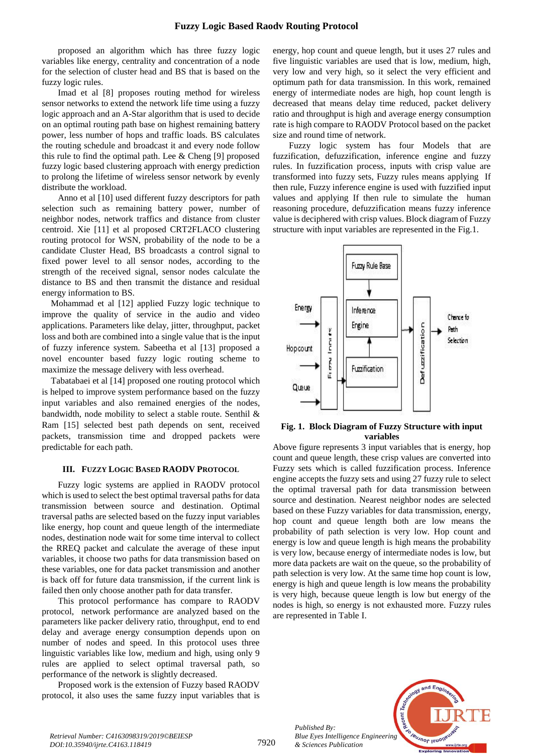proposed an algorithm which has three fuzzy logic variables like energy, centrality and concentration of a node for the selection of cluster head and BS that is based on the fuzzy logic rules.

Imad et al [8] proposes routing method for wireless sensor networks to extend the network life time using a fuzzy logic approach and an A-Star algorithm that is used to decide on an optimal routing path base on highest remaining battery power, less number of hops and traffic loads. BS calculates the routing schedule and broadcast it and every node follow this rule to find the optimal path. Lee & Cheng [9] proposed fuzzy logic based clustering approach with energy prediction to prolong the lifetime of wireless sensor network by evenly distribute the workload.

Anno et al [10] used different fuzzy descriptors for path selection such as remaining battery power, number of neighbor nodes, network traffics and distance from cluster centroid. Xie [11] et al proposed CRT2FLACO clustering routing protocol for WSN, probability of the node to be a candidate Cluster Head, BS broadcasts a control signal to fixed power level to all sensor nodes, according to the strength of the received signal, sensor nodes calculate the distance to BS and then transmit the distance and residual energy information to BS.

Mohammad et al [12] applied Fuzzy logic technique to improve the quality of service in the audio and video applications. Parameters like delay, jitter, throughput, packet loss and both are combined into a single value that is the input of fuzzy inference system. Sabeetha et al [13] proposed a novel encounter based fuzzy logic routing scheme to maximize the message delivery with less overhead.

Tabatabaei et al [14] proposed one routing protocol which is helped to improve system performance based on the fuzzy input variables and also remained energies of the nodes, bandwidth, node mobility to select a stable route. Senthil & Ram [15] selected best path depends on sent, received packets, transmission time and dropped packets were predictable for each path.

## III. Fuzzy Logic Based RAODV Protocol

Fuzzy logic systems are applied in RAODV protocol which is used to select the best optimal traversal paths for data transmission between source and destination. Optimal traversal paths are selected based on the fuzzy input variables like energy, hop count and queue length of the intermediate nodes, destination node wait for some time interval to collect the RREQ packet and calculate the average of these input variables, it choose two paths for data transmission based on these variables, one for data packet transmission and another is back off for future data transmission, if the current link is failed then only choose another path for data transfer.

This protocol performance has compare to RAODV protocol, network performance are analyzed based on the parameters like packer delivery ratio, throughput, end to end delay and average energy consumption depends upon on number of nodes and speed. In this protocol uses three linguistic variables like low, medium and high, using only 9 rules are applied to select optimal traversal path, so performance of the network is slightly decreased.

Proposed work is the extension of Fuzzy based RAODV protocol, it also uses the same fuzzy input variables that is energy, hop count and queue length, but it uses 27 rules and five linguistic variables are used that is low, medium, high, very low and very high, so it select the very efficient and optimum path for data transmission. In this work, remained energy of intermediate nodes are high, hop count length is decreased that means delay time reduced, packet delivery ratio and throughput is high and average energy consumption rate is high compare to RAODV Protocol based on the packet size and round time of network.

Fuzzy logic system has four Models that are fuzzification, defuzzification, inference engine and fuzzy rules. In fuzzification process, inputs with crisp value are transformed into fuzzy sets, Fuzzy rules means applying If then rule, Fuzzy inference engine is used with fuzzified input values and applying If then rule to simulate the human reasoning procedure, defuzzification means fuzzy inference value is deciphered with crisp values. Block diagram of Fuzzy structure with input variables are represented in the Fig.1.

**Fig. 1. Block Diagram of Fuzzy Structure with input variables**

Above figure represents 3 input variables that is energy, hop count and queue length, these crisp values are converted into Fuzzy sets which is called fuzzification process. Inference engine accepts the fuzzy sets and using 27 fuzzy rule to select the optimal traversal path for data transmission between source and destination. Nearest neighbor nodes are selected based on these Fuzzy variables for data transmission, energy, hop count and queue length both are low means the probability of path selection is very low. Hop count and energy is low and queue length is high means the probability is very low, because energy of intermediate nodes is low, but more data packets are wait on the queue, so the probability of path selection is very low. At the same time hop count is low, energy is high and queue length is low means the probability is very high, because queue length is low but energy of the nodes is high, so energy is not exhausted more. Fuzzy rules are represented in Table I.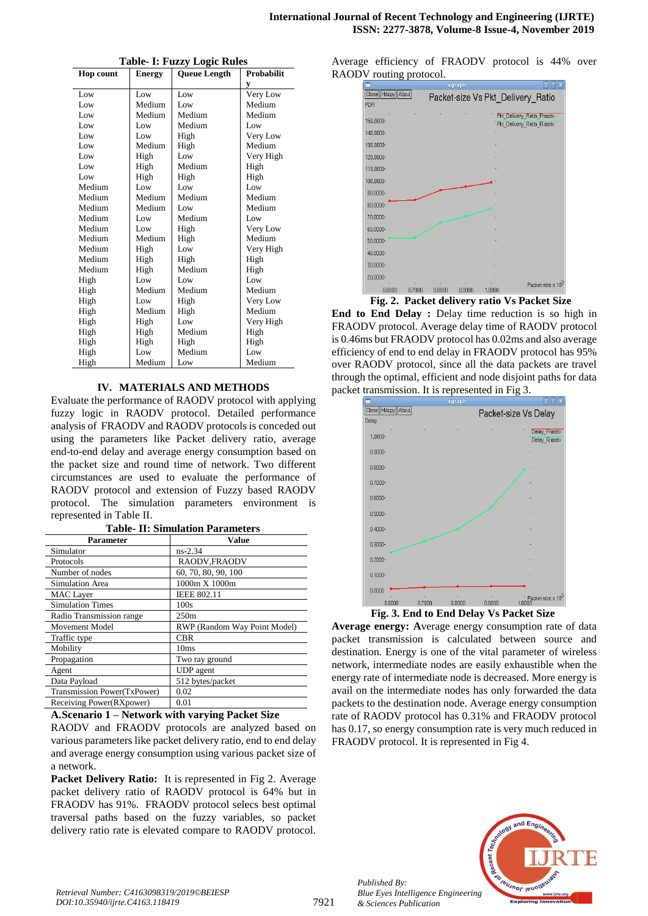**Table- I: Fuzzy Logic Rules**

| Hop count | Energy | Queue Length | Probability |
|---|---|---|---|
| Low | Low | Low | Very Low |
| Low | Medium | Low | Medium |
| Low | Medium | Medium | Medium |
| Low | Low | Medium | Low |
| Low | Low | High | Very Low |
| Low | Medium | High | Medium |
| Low | High | Low | Very High |
| Low | High | Medium | High |
| Low | High | High | High |
| Medium | Low | Low | Low |
| Medium | Medium | Medium | Medium |
| Medium | Medium | Low | Medium |
| Medium | Low | Medium | Low |
| Medium | Low | High | Very Low |
| Medium | Medium | High | Medium |
| Medium | High | Low | Very High |
| Medium | High | High | High |
| Medium | High | Medium | High |
| High | Low | Low | Low |
| High | Medium | Medium | Medium |
| High | Low | High | Very Low |
| High | Medium | High | Medium |
| High | High | Low | Very High |
| High | High | Medium | High |
| High | High | High | High |
| High | Low | Medium | Low |
| High | Medium | Low | Medium |

## IV. MATERIALS AND METHODS

Evaluate the performance of RAODV protocol with applying fuzzy logic in RAODV protocol. Detailed performance analysis of FRAODV and RAODV protocols is conceded out using the parameters like Packet delivery ratio, average end-to-end delay and average energy consumption based on the packet size and round time of network. Two different circumstances are used to evaluate the performance of RAODV protocol and extension of Fuzzy based RAODV protocol. The simulation parameters environment is represented in Table II.

**Table- II: Simulation Parameters**

| Parameter | Value |
|---|---|
| Simulator | ns-2.34 |
| Protocols | RAODV,FRAODV |
| Number of nodes | 60, 70, 80, 90, 100 |
| Simulation Area | 1000m X 1000m |
| MAC Layer | IEEE 802.11 |
| Simulation Times | 100s |
| Radio Transmission range | 250m |
| Movement Model | RWP (Random Way Point Model) |
| Traffic type | CBR |
| Mobility | 10ms |
| Propagation | Two ray ground |
| Agent | UDP agent |
| Data Payload | 512 bytes/packet |
| Transmission Power(TxPower) | 0.02 |
| Receiving Power(RXpower) | 0.01 |

### A.Scenario 1 – Network with varying Packet Size

RAODV and FRAODV protocols are analyzed based on various parameters like packet delivery ratio, end to end delay and average energy consumption using various packet size of a network.

**Packet Delivery Ratio:** It is represented in Fig 2. Average packet delivery ratio of RAODV protocol is 64% but in FRAODV has 91%. FRAODV protocol selecs best optimal traversal paths based on the fuzzy variables, so packet delivery ratio rate is elevated compare to RAODV protocol. Average efficiency of FRAODV protocol is 44% over RAODV routing protocol.

**Fig. 2. Packet delivery ratio Vs Packet Size**

**End to End Delay :** Delay time reduction is so high in FRAODV protocol. Average delay time of RAODV protocol is 0.46ms but FRAODV protocol has 0.02ms and also average efficiency of end to end delay in FRAODV protocol has 95% over RAODV protocol, since all the data packets are travel through the optimal, efficient and node disjoint paths for data packet transmission. It is represented in Fig 3.

**Fig. 3. End to End Delay Vs Packet Size**

**Average energy: A**verage energy consumption rate of data packet transmission is calculated between source and destination. Energy is one of the vital parameter of wireless network, intermediate nodes are easily exhaustible when the energy rate of intermediate node is decreased. More energy is avail on the intermediate nodes has only forwarded the data packets to the destination node. Average energy consumption rate of RAODV protocol has 0.31% and FRAODV protocol has 0.17, so energy consumption rate is very much reduced in FRAODV protocol. It is represented in Fig 4.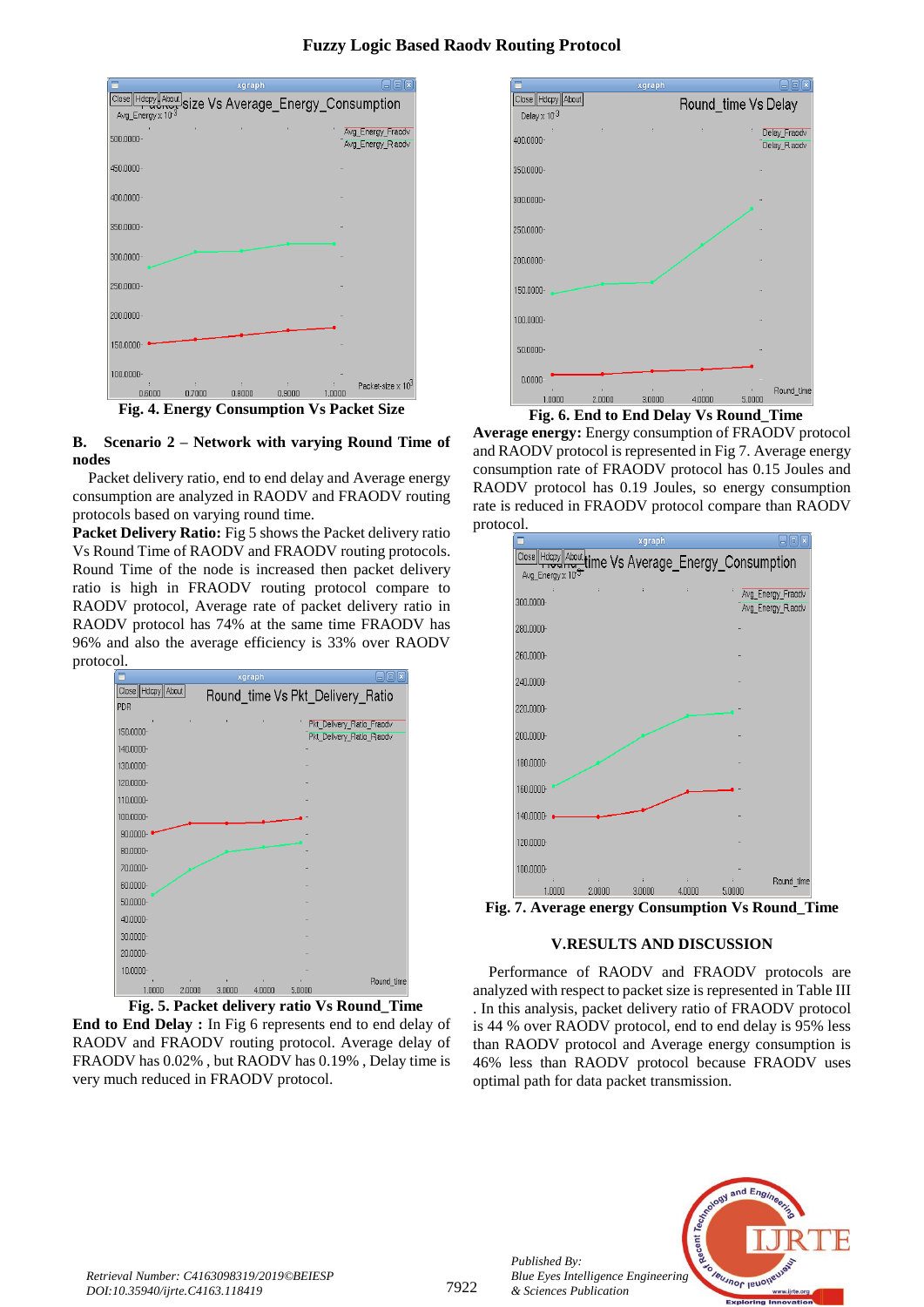**Fig. 4. Energy Consumption Vs Packet Size**

### B. Scenario 2 – Network with varying Round Time of nodes

Packet delivery ratio, end to end delay and Average energy consumption are analyzed in RAODV and FRAODV routing protocols based on varying round time.

**Packet Delivery Ratio:** Fig 5 shows the Packet delivery ratio Vs Round Time of RAODV and FRAODV routing protocols. Round Time of the node is increased then packet delivery ratio is high in FRAODV routing protocol compare to RAODV protocol, Average rate of packet delivery ratio in RAODV protocol has 74% at the same time FRAODV has 96% and also the average efficiency is 33% over RAODV protocol.

**Fig. 5. Packet delivery ratio Vs Round_Time**

**End to End Delay :** In Fig 6 represents end to end delay of RAODV and FRAODV routing protocol. Average delay of FRAODV has 0.02% , but RAODV has 0.19% , Delay time is very much reduced in FRAODV protocol.

**Fig. 6. End to End Delay Vs Round_Time**

**Average energy:** Energy consumption of FRAODV protocol and RAODV protocol is represented in Fig 7. Average energy consumption rate of FRAODV protocol has 0.15 Joules and RAODV protocol has 0.19 Joules, so energy consumption rate is reduced in FRAODV protocol compare than RAODV protocol.

**Fig. 7. Average energy Consumption Vs Round_Time**

## V. RESULTS AND DISCUSSION

Performance of RAODV and FRAODV protocols are analyzed with respect to packet size is represented in Table III . In this analysis, packet delivery ratio of FRAODV protocol is 44 % over RAODV protocol, end to end delay is 95% less than RAODV protocol and Average energy consumption is 46% less than RAODV protocol because FRAODV uses optimal path for data packet transmission.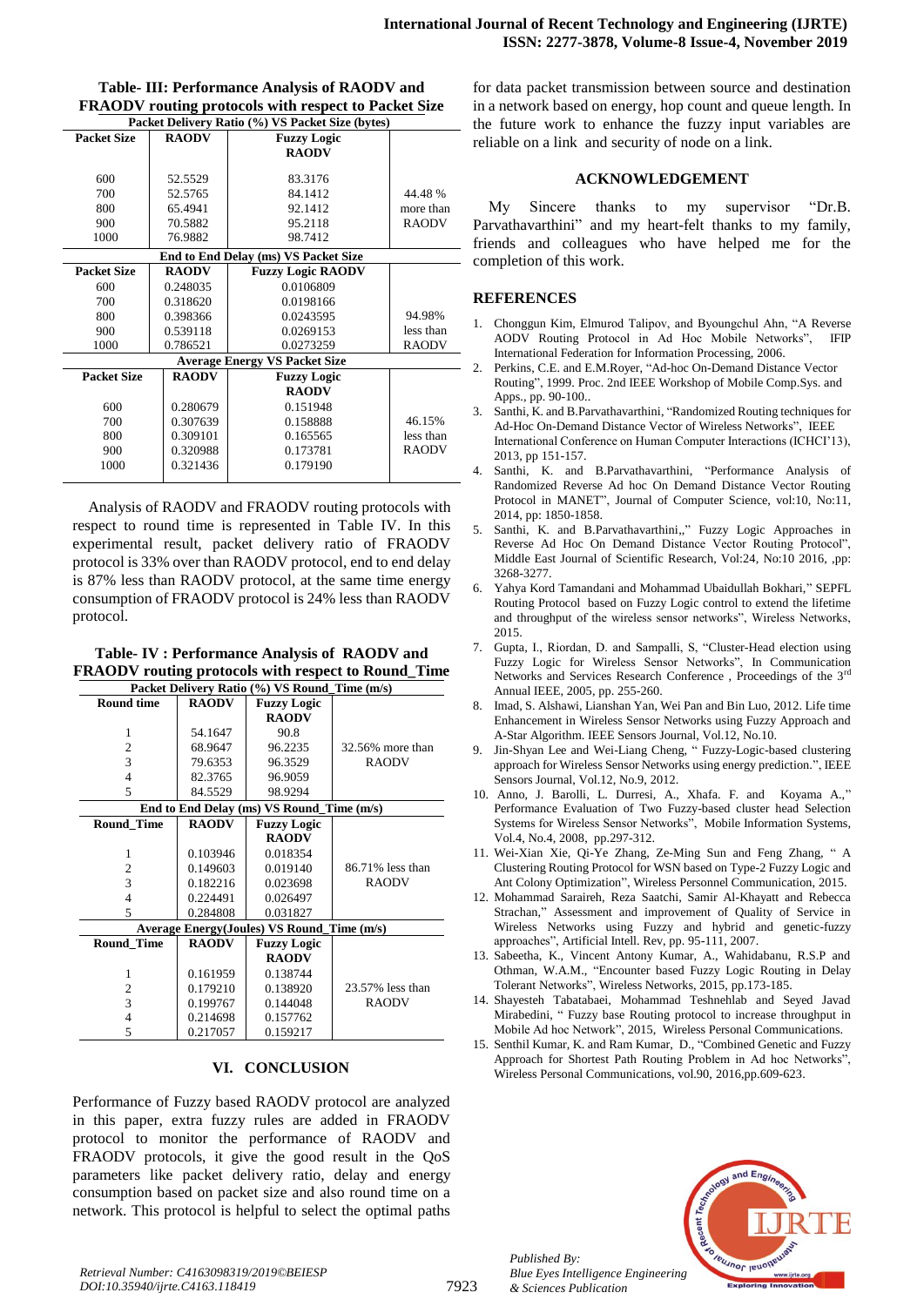**Table- III: Performance Analysis of RAODV and FRAODV routing protocols with respect to Packet Size**

| Packet Delivery Ratio (%) VS Packet Size (bytes) | | | |
|---|---|---|---|
| **Packet Size** | **RAODV** | **Fuzzy Logic RAODV** | |
| 600 | 52.5529 | 83.3176 | |
| 700 | 52.5765 | 84.1412 | 44.48 % more than RAODV |
| 800 | 65.4941 | 92.1412 | |
| 900 | 70.5882 | 95.2118 | |
| 1000 | 76.9882 | 98.7412 | |
| **End to End Delay (ms) VS Packet Size** | | | |
| **Packet Size** | **RAODV** | **Fuzzy Logic RAODV** | |
| 600 | 0.248035 | 0.0106809 | |
| 700 | 0.318620 | 0.0198166 | |
| 800 | 0.398366 | 0.0243595 | 94.98% less than RAODV |
| 900 | 0.539118 | 0.0269153 | |
| 1000 | 0.786521 | 0.0273259 | |
| **Average Energy VS Packet Size** | | | |
| **Packet Size** | **RAODV** | **Fuzzy Logic RAODV** | |
| 600 | 0.280679 | 0.151948 | |
| 700 | 0.307639 | 0.158888 | 46.15% less than RAODV |
| 800 | 0.309101 | 0.165565 | |
| 900 | 0.320988 | 0.173781 | |
| 1000 | 0.321436 | 0.179190 | |

Analysis of RAODV and FRAODV routing protocols with respect to round time is represented in Table IV. In this experimental result, packet delivery ratio of FRAODV protocol is 33% over than RAODV protocol, end to end delay is 87% less than RAODV protocol, at the same time energy consumption of FRAODV protocol is 24% less than RAODV protocol.

**Table- IV : Performance Analysis of RAODV and FRAODV routing protocols with respect to Round_Time**

| Packet Delivery Ratio (%) VS Round_Time (m/s) | | | |
|---|---|---|---|
| **Round time** | **RAODV** | **Fuzzy Logic RAODV** | |
| 1 | 54.1647 | 90.8 | |
| 2 | 68.9647 | 96.2235 | 32.56% more than RAODV |
| 3 | 79.6353 | 96.3529 | |
| 4 | 82.3765 | 96.9059 | |
| 5 | 84.5529 | 98.9294 | |
| **End to End Delay (ms) VS Round_Time (m/s)** | | | |
| **Round_Time** | **RAODV** | **Fuzzy Logic RAODV** | |
| 1 | 0.103946 | 0.018354 | |
| 2 | 0.149603 | 0.019140 | 86.71% less than RAODV |
| 3 | 0.182216 | 0.023698 | |
| 4 | 0.224491 | 0.026497 | |
| 5 | 0.284808 | 0.031827 | |
| **Average Energy(Joules) VS Round_Time (m/s)** | | | |
| **Round_Time** | **RAODV** | **Fuzzy Logic RAODV** | |
| 1 | 0.161959 | 0.138744 | |
| 2 | 0.179210 | 0.138920 | 23.57% less than RAODV |
| 3 | 0.199767 | 0.144048 | |
| 4 | 0.214698 | 0.157762 | |
| 5 | 0.217057 | 0.159217 | |

## VI. CONCLUSION

Performance of Fuzzy based RAODV protocol are analyzed in this paper, extra fuzzy rules are added in FRAODV protocol to monitor the performance of RAODV and FRAODV protocols, it give the good result in the QoS parameters like packet delivery ratio, delay and energy consumption based on packet size and also round time on a network. This protocol is helpful to select the optimal paths for data packet transmission between source and destination in a network based on energy, hop count and queue length. In the future work to enhance the fuzzy input variables are reliable on a link and security of node on a link.

## ACKNOWLEDGEMENT

My Sincere thanks to my supervisor "Dr.B. Parvathavarthini" and my heart-felt thanks to my family, friends and colleagues who have helped me for the completion of this work.

## REFERENCES

1. Chonggun Kim, Elmurod Talipov, and Byoungchul Ahn, "A Reverse AODV Routing Protocol in Ad Hoc Mobile Networks", IFIP International Federation for Information Processing, 2006.
2. Perkins, C.E. and E.M.Royer, "Ad-hoc On-Demand Distance Vector Routing", 1999. Proc. 2nd IEEE Workshop of Mobile Comp.Sys. and Apps., pp. 90-100..
3. Santhi, K. and B.Parvathavarthini, "Randomized Routing techniques for Ad-Hoc On-Demand Distance Vector of Wireless Networks", IEEE International Conference on Human Computer Interactions (ICHCI'13), 2013, pp 151-157.
4. Santhi, K. and B.Parvathavarthini, "Performance Analysis of Randomized Reverse Ad hoc On Demand Distance Vector Routing Protocol in MANET", Journal of Computer Science, vol:10, No:11, 2014, pp: 1850-1858.
5. Santhi, K. and B.Parvathavarthini,," Fuzzy Logic Approaches in Reverse Ad hoc On Demand Distance Vector Routing Protocol", Middle East Journal of Scientific Research, Vol:24, No:10 2016, ,pp: 3268-3277.
6. Yahya Kord Tamandani and Mohammad Ubaidullah Bokhari," SEPFL Routing Protocol based on Fuzzy Logic control to extend the lifetime and throughput of the wireless sensor networks", Wireless Networks, 2015.
7. Gupta, I., Riordan, D. and Sampalli, S, "Cluster-Head election using Fuzzy Logic for Wireless Sensor Networks", In Communication Networks and Services Research Conference , Proceedings of the 3rd Annual IEEE, 2005, pp. 255-260.
8. Imad, S. Alshawi, Lianshan Yan, Wei Pan and Bin Luo, 2012. Life time Enhancement in Wireless Sensor Networks using Fuzzy Approach and A-Star Algorithm. IEEE Sensors Journal, Vol.12, No.10.
9. Jin-Shyan Lee and Wei-Liang Cheng, " Fuzzy-Logic-based clustering approach for Wireless Sensor Networks using energy prediction.", IEEE Sensors Journal, Vol.12, No.9, 2012.
10. Anno, J. Barolli, L. Durresi, A., Xhafa. F. and Koyama A.," Performance Evaluation of Two Fuzzy-based cluster head Selection Systems for Wireless Sensor Networks", Mobile Information Systems, Vol.4, No.4, 2008, pp.297-312.
11. Wei-Xian Xie, Qi-Ye Zhang, Ze-Ming Sun and Feng Zhang, " A Clustering Routing Protocol for WSN based on Type-2 Fuzzy Logic and Ant Colony Optimization", Wireless Personnel Communication, 2015.
12. Mohammad Saraireh, Reza Saatchi, Samir Al-Khayatt and Rebecca Strachan," Assessment and improvement of Quality of Service in Wireless Networks using Fuzzy and hybrid and genetic-fuzzy approaches", Artificial Intell. Rev, pp. 95-111, 2007.
13. Sabeetha, K., Vincent Antony Kumar, A., Wahidabanu, R.S.P and Othman, W.A.M., "Encounter based Fuzzy Logic Routing in Delay Tolerant Networks", Wireless Networks, 2015, pp.173-185.
14. Shayesteh Tabatabaei, Mohammad Teshnehlab and Seyed Javad Mirabedini, " Fuzzy base Routing protocol to increase throughput in Mobile Ad hoc Network", 2015, Wireless Personal Communications.
15. Senthil Kumar, K. and Ram Kumar, D., "Combined Genetic and Fuzzy Approach for Shortest Path Routing Problem in Ad hoc Networks", Wireless Personal Communications, vol.90, 2016,pp.609-623.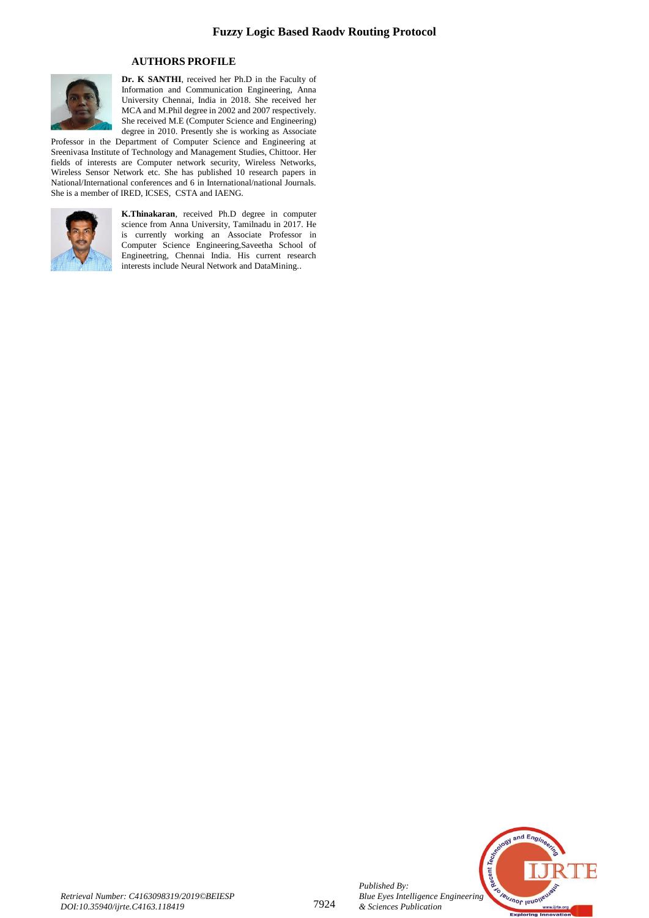## AUTHORS PROFILE

**Dr. K SANTHI**, received her Ph.D in the Faculty of Information and Communication Engineering, Anna University Chennai, India in 2018. She received her MCA and M.Phil degree in 2002 and 2007 respectively. She received M.E (Computer Science and Engineering) degree in 2010. Presently she is working as Associate Professor in the Department of Computer Science and Engineering at Sreenivasa Institute of Technology and Management Studies, Chittoor. Her fields of interests are Computer network security, Wireless Networks, Wireless Sensor Network etc. She has published 10 research papers in National/International conferences and 6 in International/national Journals. She is a member of IRED, ICSES, CSTA and IAENG.

**K.Thinakaran**, received Ph.D degree in computer science from Anna University, Tamilnadu in 2017. He is currently working an Associate Professor in Computer Science Engineering,Saveetha School of Engineetring, Chennai India. His current research interests include Neural Network and DataMining..